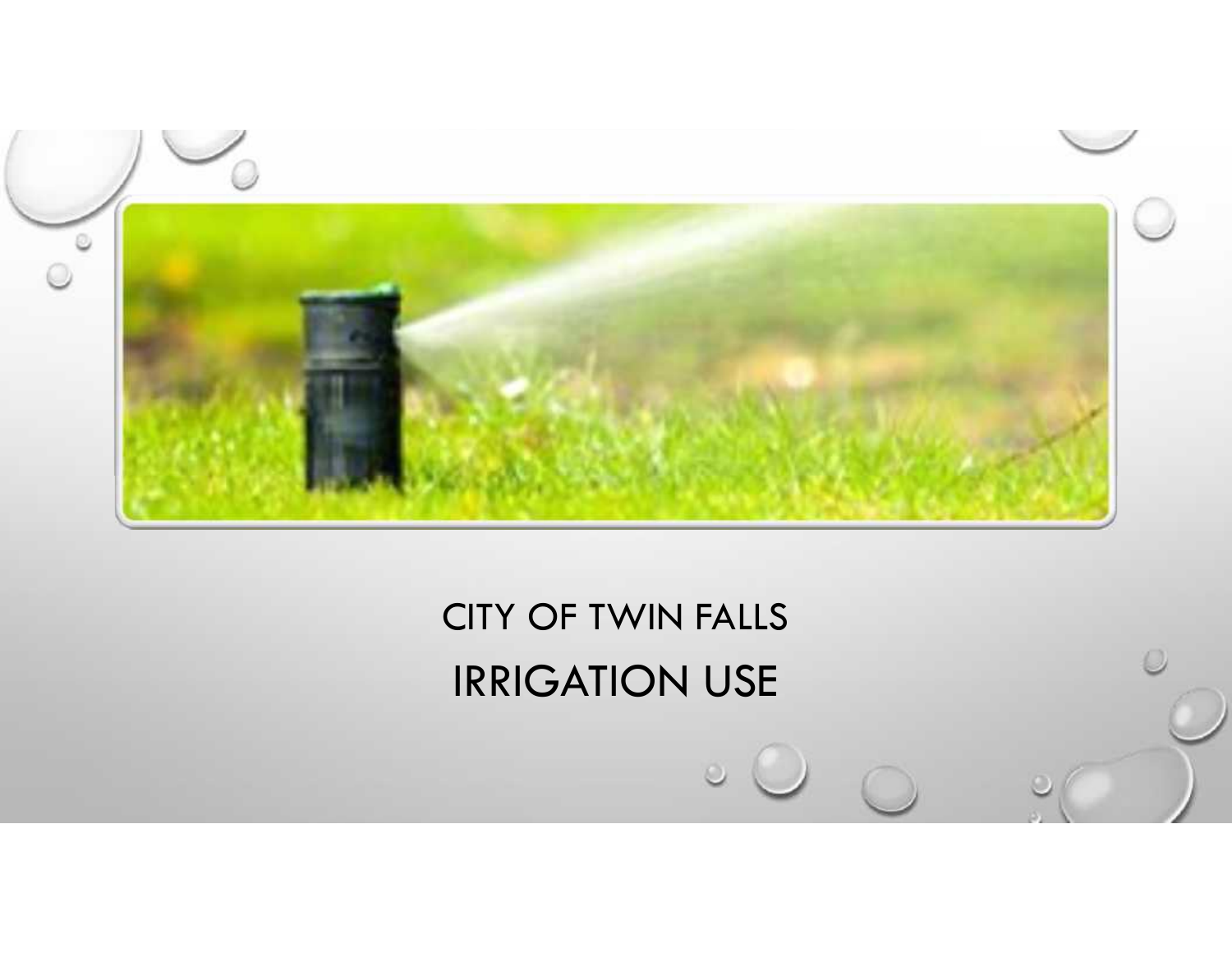CITY OF TWIN FALLS

# IRRIGATION USE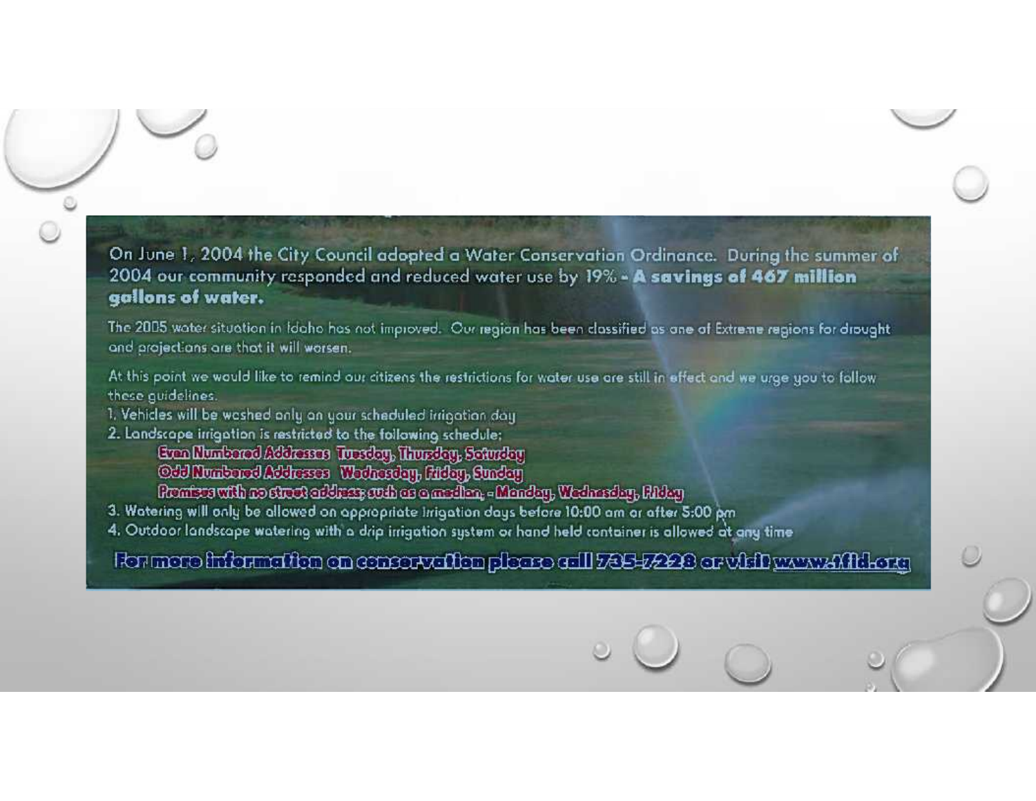On June 1, 2004 the City Council adopted a Water Conservation Ordinance. During the summer of 2004 our community responded and reduced water use by 19% - **A savings of 467 million gallons of water.**

The 2005 water situation in Idaho has not improved. Our region has been classified as one of Extreme regions for drought and projections are that it will worsen.

At this point we would like to remind our citizens the restrictions for water use are still in effect and we urge you to follow these guidelines.

1. Vehicles will be washed only on your scheduled irrigation day
2. Landscape irrigation is restricted to the following schedule:
   - Even Numbered Addresses Tuesday, Thursday, Saturday
   - Odd Numbered Addresses Wednesday, Friday, Sunday
   - Premises with no street address, such as a median, - Monday, Wednesday, Friday
3. Watering will only be allowed on appropriate irrigation days before 10:00 am or after 5:00 pm
4. Outdoor landscape watering with a drip irrigation system or hand held container is allowed at any time

**For more information on conservation please call 735-7228 or visit www.tfid.org**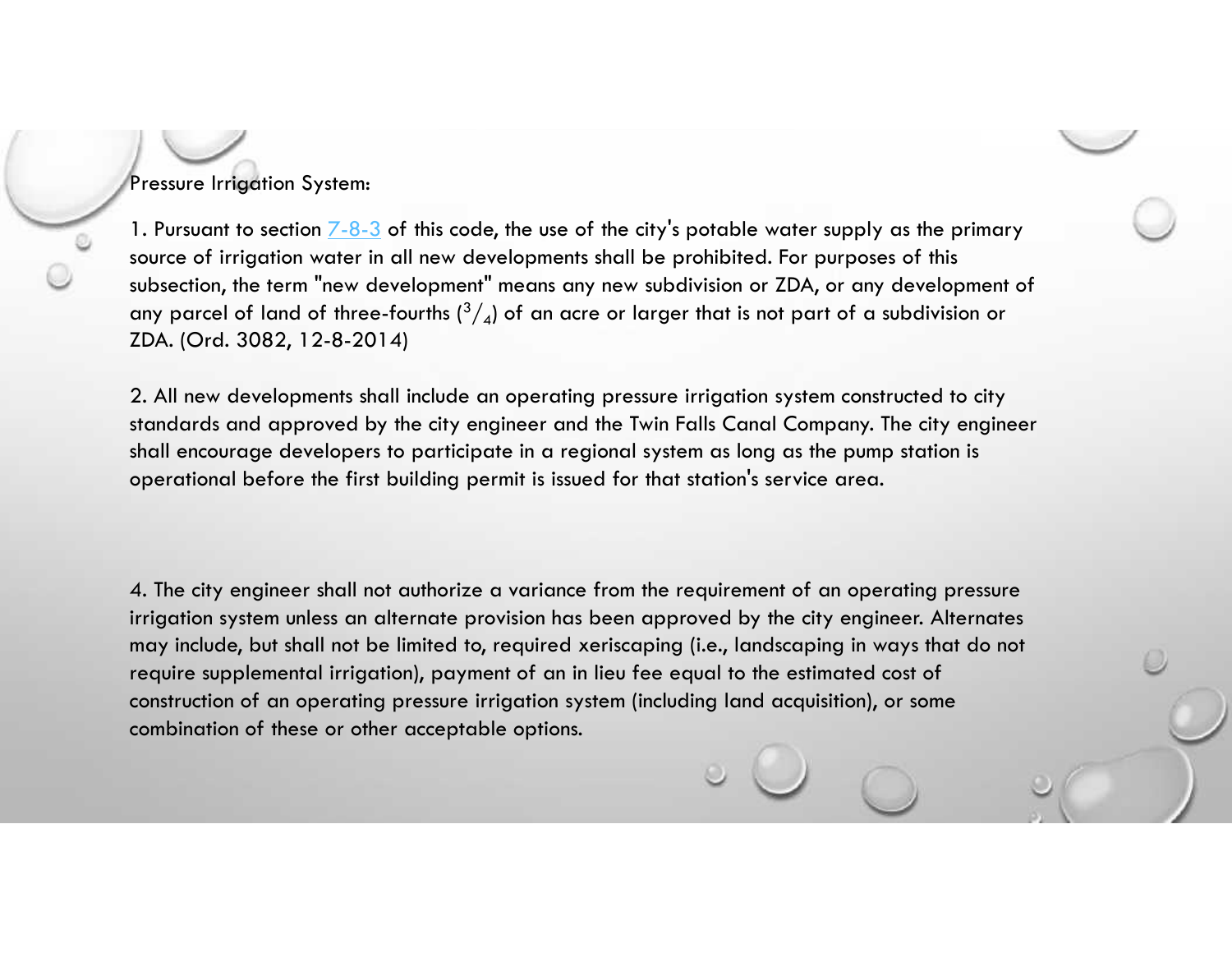Pressure Irrigation System:

1. Pursuant to section 7-8-3 of this code, the use of the city's potable water supply as the primary source of irrigation water in all new developments shall be prohibited. For purposes of this subsection, the term "new development" means any new subdivision or ZDA, or any development of any parcel of land of three-fourths ($^3/_4$) of an acre or larger that is not part of a subdivision or ZDA. (Ord. 3082, 12-8-2014)

2. All new developments shall include an operating pressure irrigation system constructed to city standards and approved by the city engineer and the Twin Falls Canal Company. The city engineer shall encourage developers to participate in a regional system as long as the pump station is operational before the first building permit is issued for that station's service area.

4. The city engineer shall not authorize a variance from the requirement of an operating pressure irrigation system unless an alternate provision has been approved by the city engineer. Alternates may include, but shall not be limited to, required xeriscaping (i.e., landscaping in ways that do not require supplemental irrigation), payment of an in lieu fee equal to the estimated cost of construction of an operating pressure irrigation system (including land acquisition), or some combination of these or other acceptable options.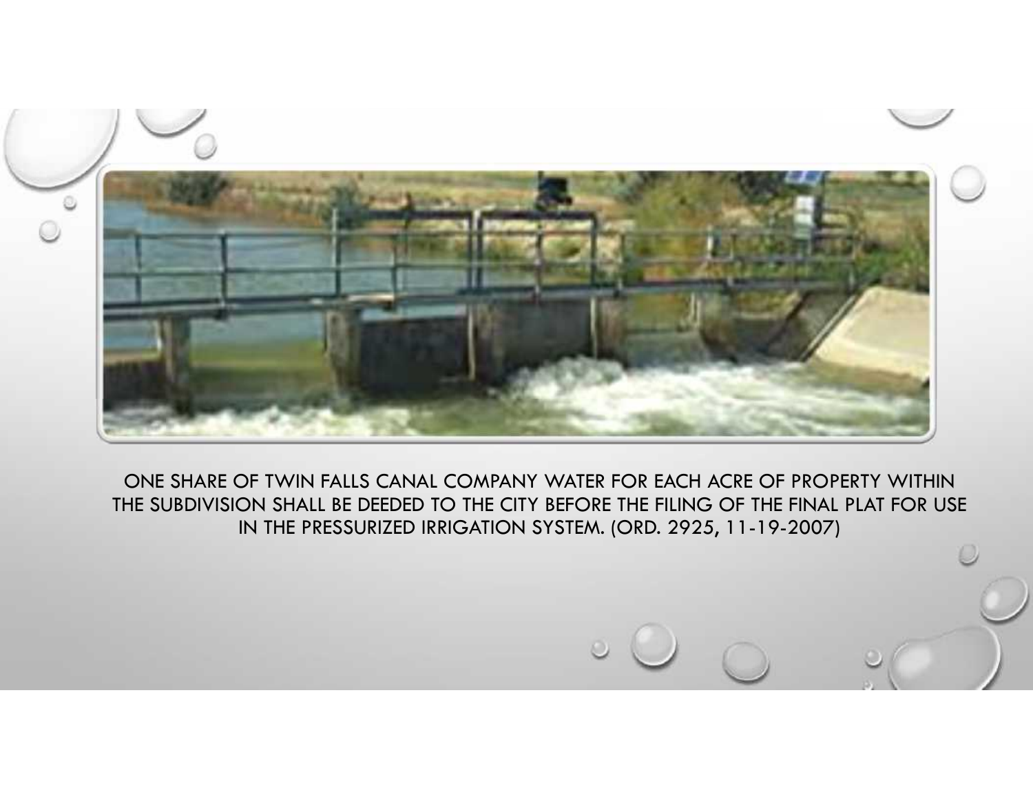ONE SHARE OF TWIN FALLS CANAL COMPANY WATER FOR EACH ACRE OF PROPERTY WITHIN THE SUBDIVISION SHALL BE DEEDED TO THE CITY BEFORE THE FILING OF THE FINAL PLAT FOR USE IN THE PRESSURIZED IRRIGATION SYSTEM. (ORD. 2925, 11-19-2007)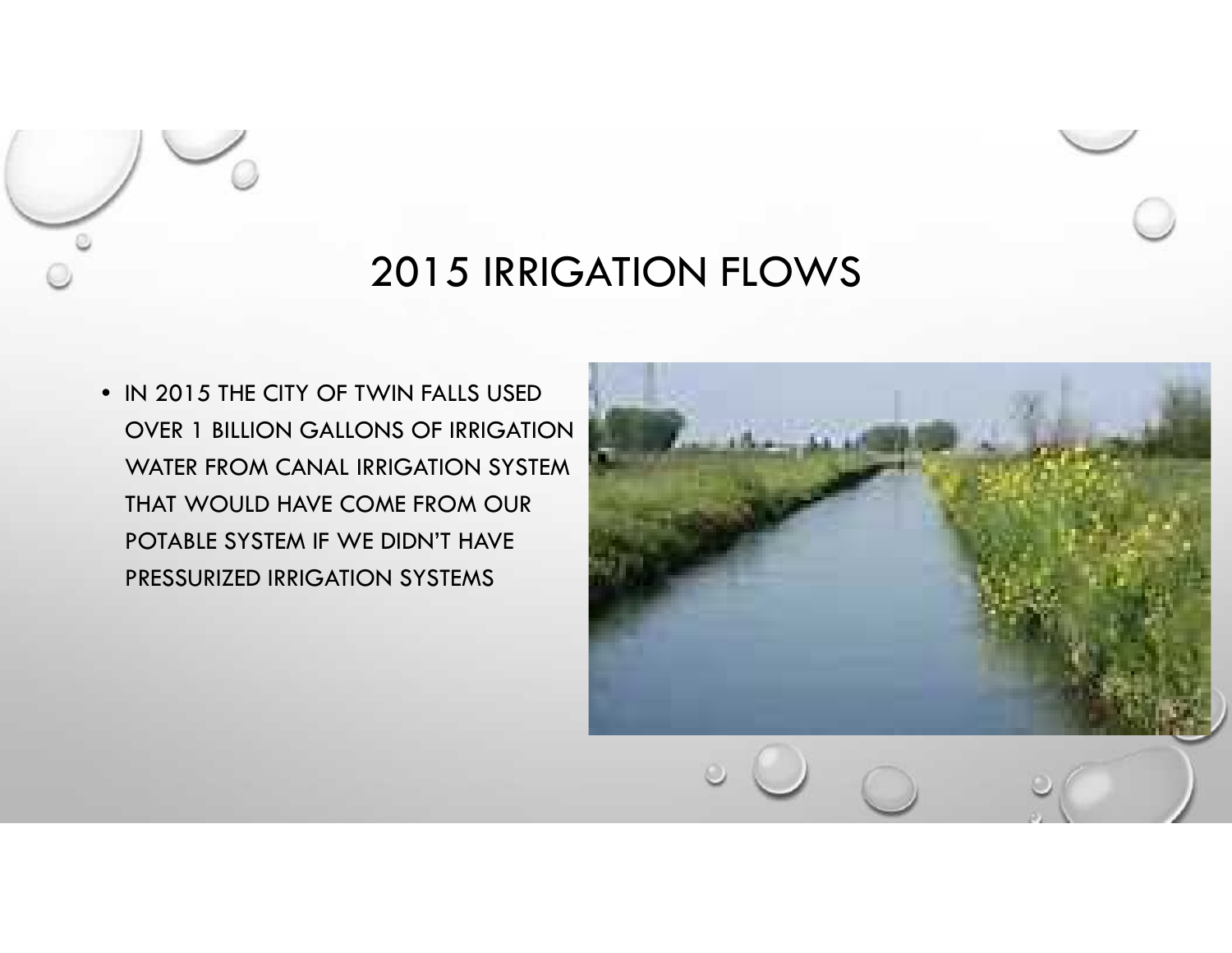# 2015 IRRIGATION FLOWS

- IN 2015 THE CITY OF TWIN FALLS USED OVER 1 BILLION GALLONS OF IRRIGATION WATER FROM CANAL IRRIGATION SYSTEM THAT WOULD HAVE COME FROM OUR POTABLE SYSTEM IF WE DIDN'T HAVE PRESSURIZED IRRIGATION SYSTEMS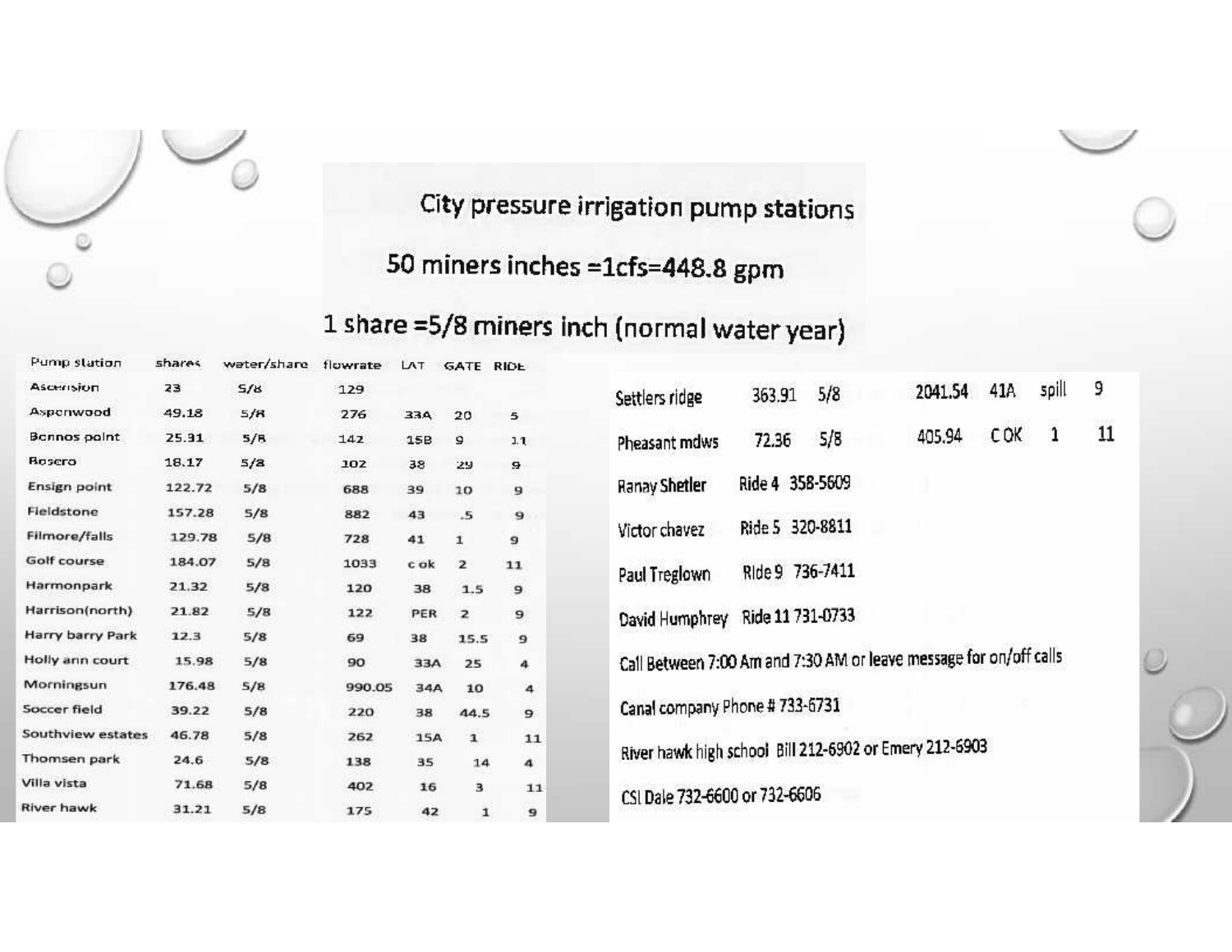# City pressure irrigation pump stations

## 50 miners inches =1cfs=448.8 gpm

## 1 share =5/8 miners inch (normal water year)

| Pump station | shares | water/share | flowrate | LAT | GATE | RIDE |
|---|---|---|---|---|---|---|
| Ascension | 23 | 5/8 | 129 | | | |
| Aspenwood | 49.18 | 5/8 | 276 | 33A | 20 | 5 |
| Bennos point | 25.31 | 5/8 | 142 | 15B | 9 | 11 |
| Bosero | 18.17 | 5/8 | 102 | 38 | 29 | 9 |
| Ensign point | 122.72 | 5/8 | 688 | 39 | 10 | 9 |
| Fieldstone | 157.28 | 5/8 | 882 | 43 | .5 | 9 |
| Filmore/falls | 129.78 | 5/8 | 728 | 41 | 1 | 9 |
| Golf course | 184.07 | 5/8 | 1033 | c ok | 2 | 11 |
| Harmonpark | 21.32 | 5/8 | 120 | 38 | 1.5 | 9 |
| Harrison(north) | 21.82 | 5/8 | 122 | PER | 2 | 9 |
| Harry barry Park | 12.3 | 5/8 | 69 | 38 | 15.5 | 9 |
| Holly ann court | 15.98 | 5/8 | 90 | 33A | 25 | 4 |
| Morningsun | 176.48 | 5/8 | 990.05 | 34A | 10 | 4 |
| Soccer field | 39.22 | 5/8 | 220 | 38 | 44.5 | 9 |
| Southview estates | 46.78 | 5/8 | 262 | 15A | 1 | 11 |
| Thomsen park | 24.6 | 5/8 | 138 | 35 | 14 | 4 |
| Villa vista | 71.68 | 5/8 | 402 | 16 | 3 | 11 |
| River hawk | 31.21 | 5/8 | 175 | 42 | 1 | 9 |
| Settlers ridge | 363.91 | 5/8 | 2041.54 | 41A | spill | 9 |
| Pheasant mdws | 72.36 | 5/8 | 405.94 | C OK | 1 | 11 |

Ranay Shetler Ride 4 358-5609

Victor chavez Ride 5 320-8811

Paul Treglown Ride 9 736-7411

David Humphrey Ride 11 731-0733

Call Between 7:00 Am and 7:30 AM or leave message for on/off calls

Canal company Phone # 733-6731

River hawk high school Bill 212-6902 or Emery 212-6903

CSI Dale 732-6600 or 732-6606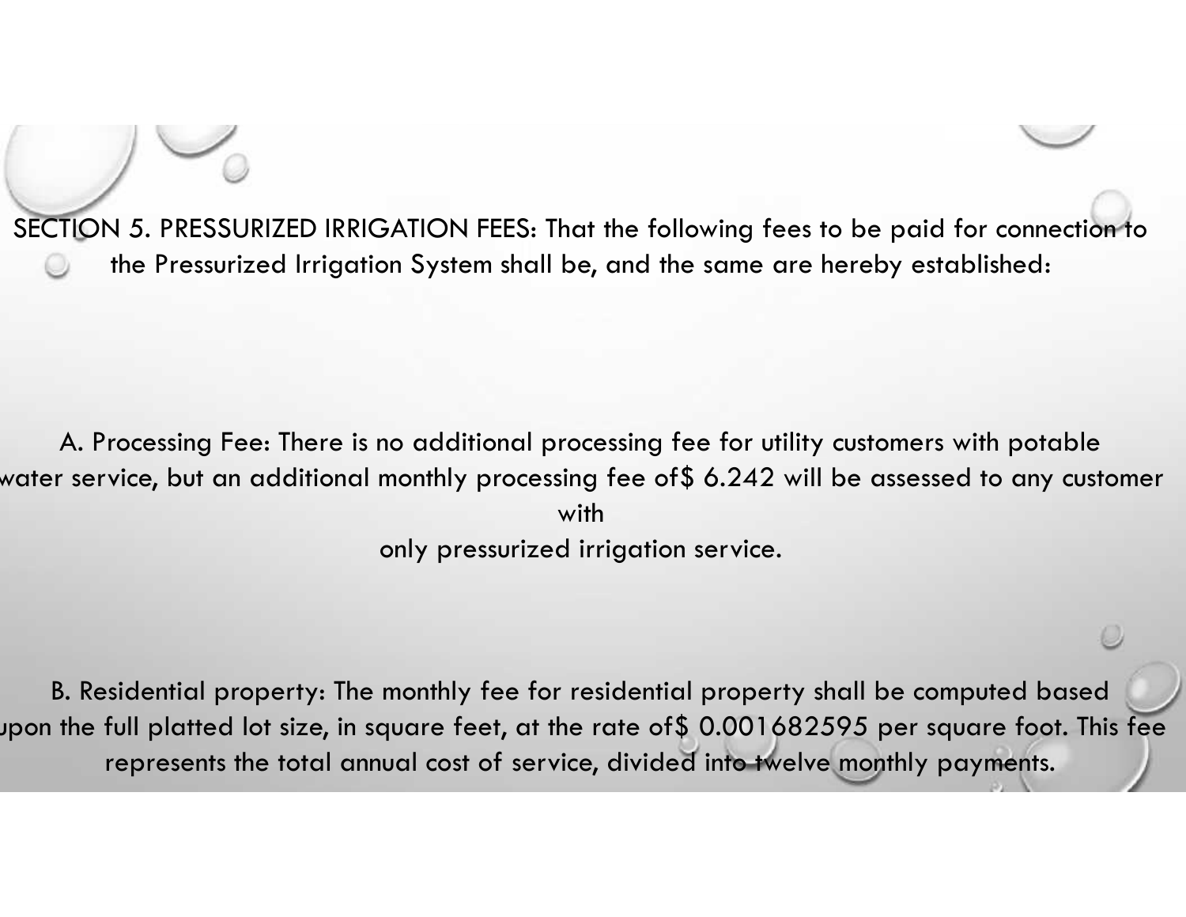SECTION 5. PRESSURIZED IRRIGATION FEES: That the following fees to be paid for connection to the Pressurized Irrigation System shall be, and the same are hereby established:

A. Processing Fee: There is no additional processing fee for utility customers with potable water service, but an additional monthly processing fee of$ 6.242 will be assessed to any customer with only pressurized irrigation service.

B. Residential property: The monthly fee for residential property shall be computed based upon the full platted lot size, in square feet, at the rate of$ 0.001682595 per square foot. This fee represents the total annual cost of service, divided into twelve monthly payments.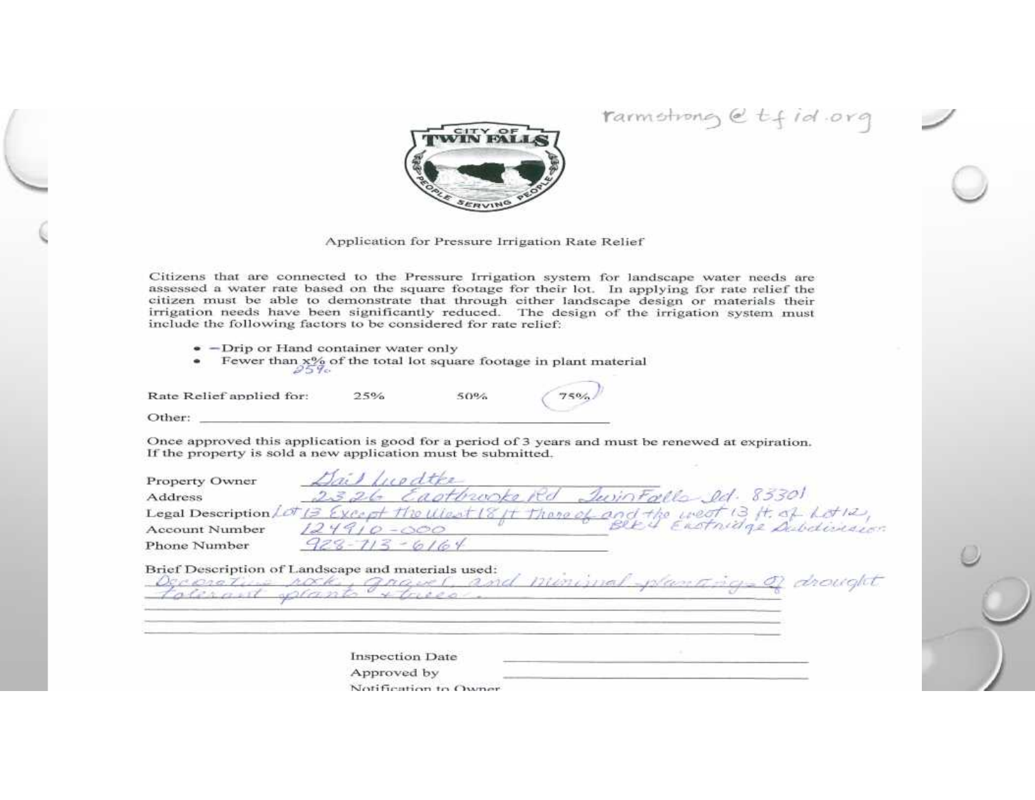rarmstrong@tfid.org

CITY OF TWIN FALLS — PEOPLE SERVING PEOPLE

Application for Pressure Irrigation Rate Relief

Citizens that are connected to the Pressure Irrigation system for landscape water needs are assessed a water rate based on the square footage for their lot. In applying for rate relief the citizen must be able to demonstrate that through either landscape design or materials their irrigation needs have been significantly reduced. The design of the irrigation system must include the following factors to be considered for rate relief:

- Drip or Hand container water only
- Fewer than x% of the total lot square footage in plant material (25%)

Rate Relief applied for: 25% 50% (75%)

Other: \_\_\_\_\_\_\_\_\_\_\_\_\_\_\_\_\_\_\_\_

Once approved this application is good for a period of 3 years and must be renewed at expiration. If the property is sold a new application must be submitted.

Property Owner: Gail Luedtke

Address: 2326 Eastbrooke Rd Twin Falls Id. 83301

Legal Description: Lot 13 Except the West 18 ft thereof and the west 13 ft. of Lot 12, Blk 4 Eastridge Subdivision

Account Number: 124910-000

Phone Number: 928-713-6164

Brief Description of Landscape and materials used:
Decorative rock, gravel, and minimal plantings of drought tolerant plants + trees.

Inspection Date \_\_\_\_\_\_\_\_\_\_\_\_\_\_\_\_\_\_\_\_

Approved by \_\_\_\_\_\_\_\_\_\_\_\_\_\_\_\_\_\_\_\_

Notification to Owner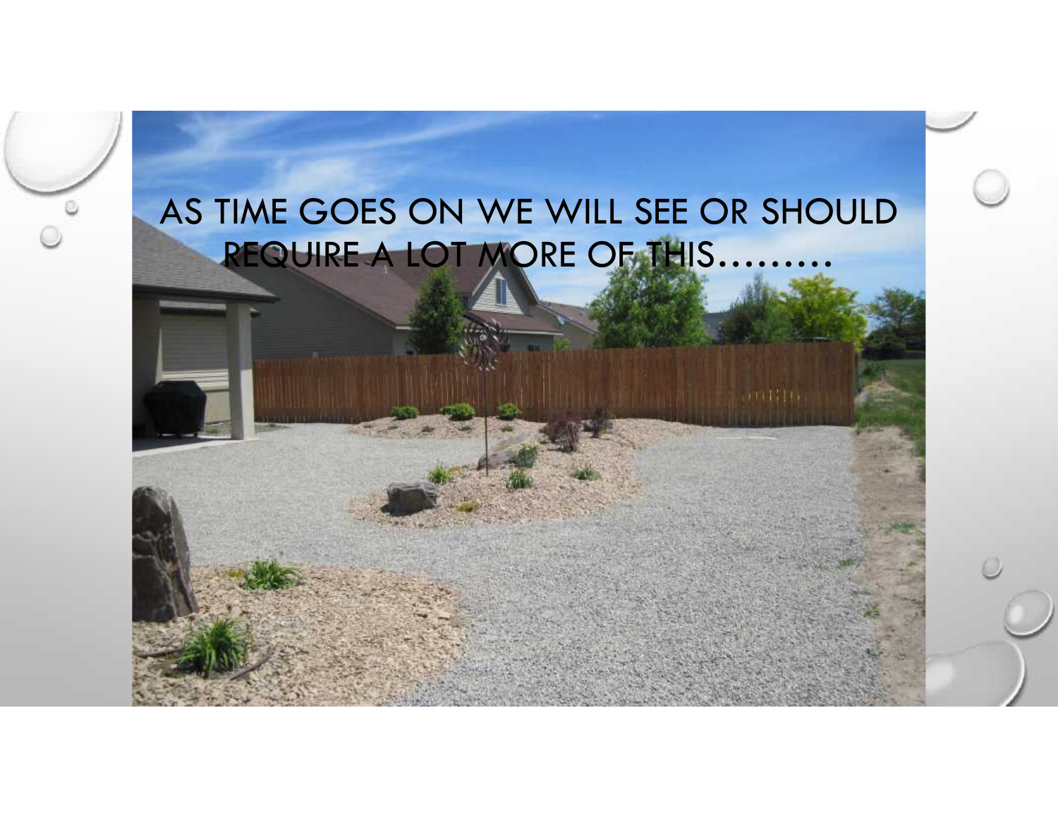# AS TIME GOES ON WE WILL SEE OR SHOULD REQUIRE A LOT MORE OF THIS………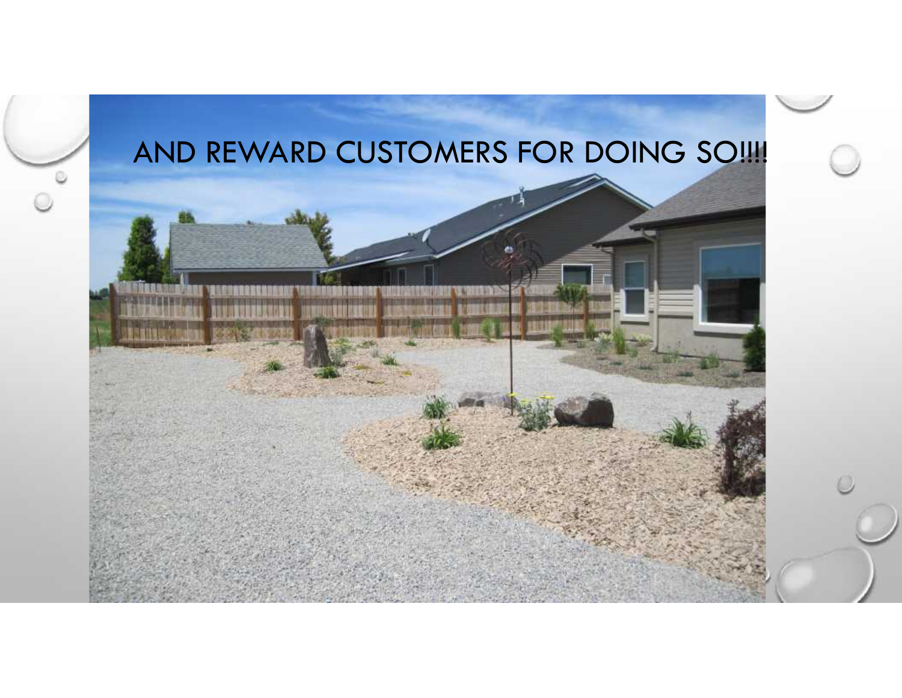# AND REWARD CUSTOMERS FOR DOING SO!!!!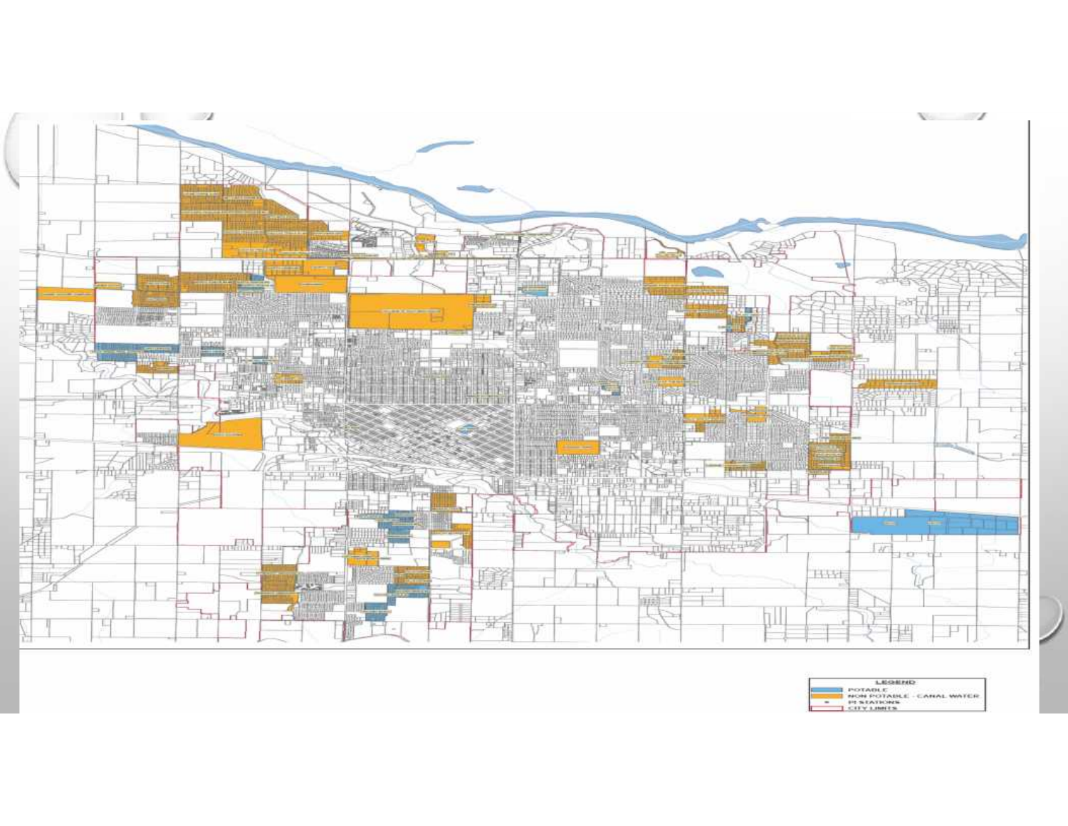LEGEND

- POTABLE
- NON POTABLE - CANAL WATER
- PI STATIONS
- CITY LIMITS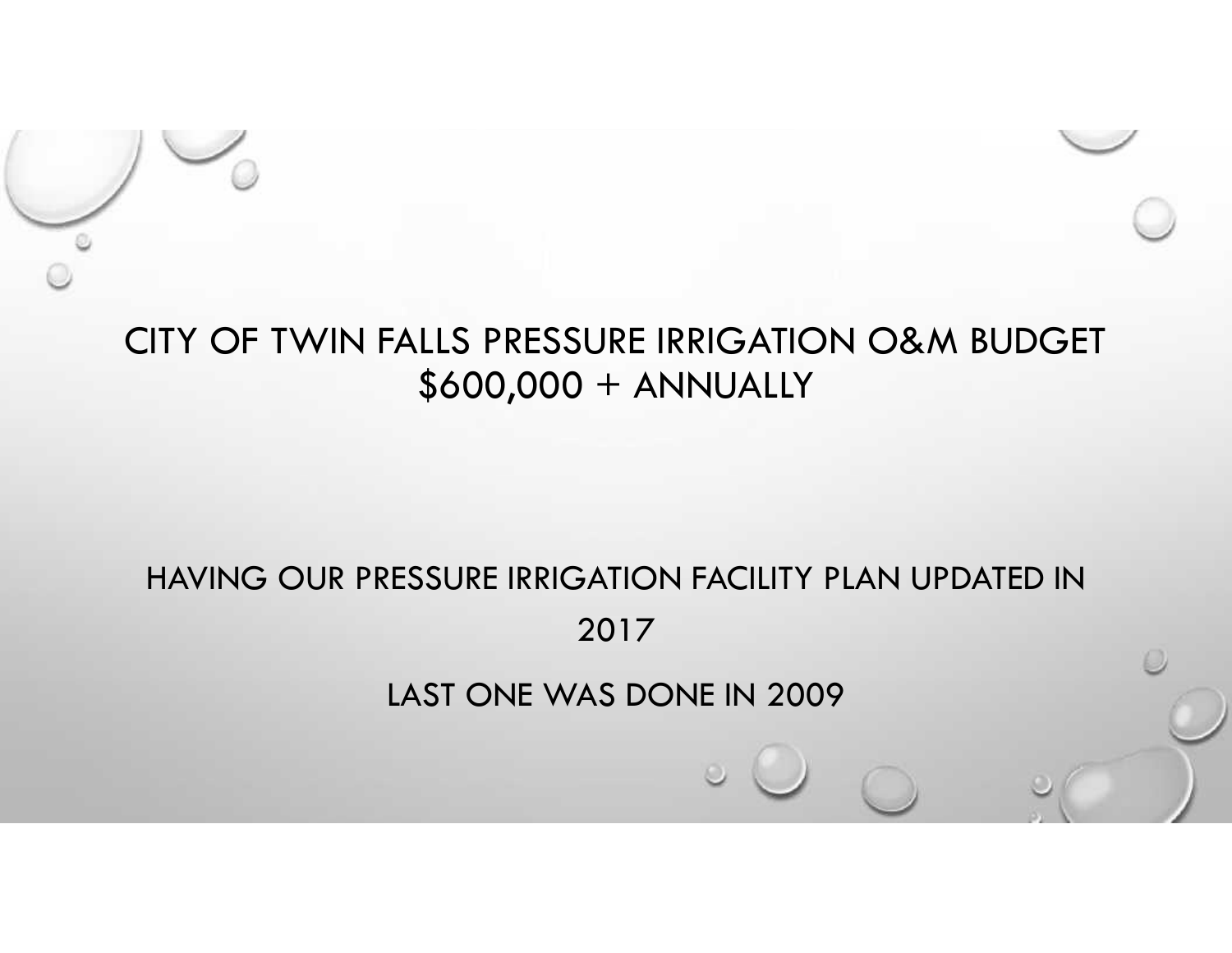# CITY OF TWIN FALLS PRESSURE IRRIGATION O&M BUDGET $600,000 + ANNUALLY

HAVING OUR PRESSURE IRRIGATION FACILITY PLAN UPDATED IN 2017

LAST ONE WAS DONE IN 2009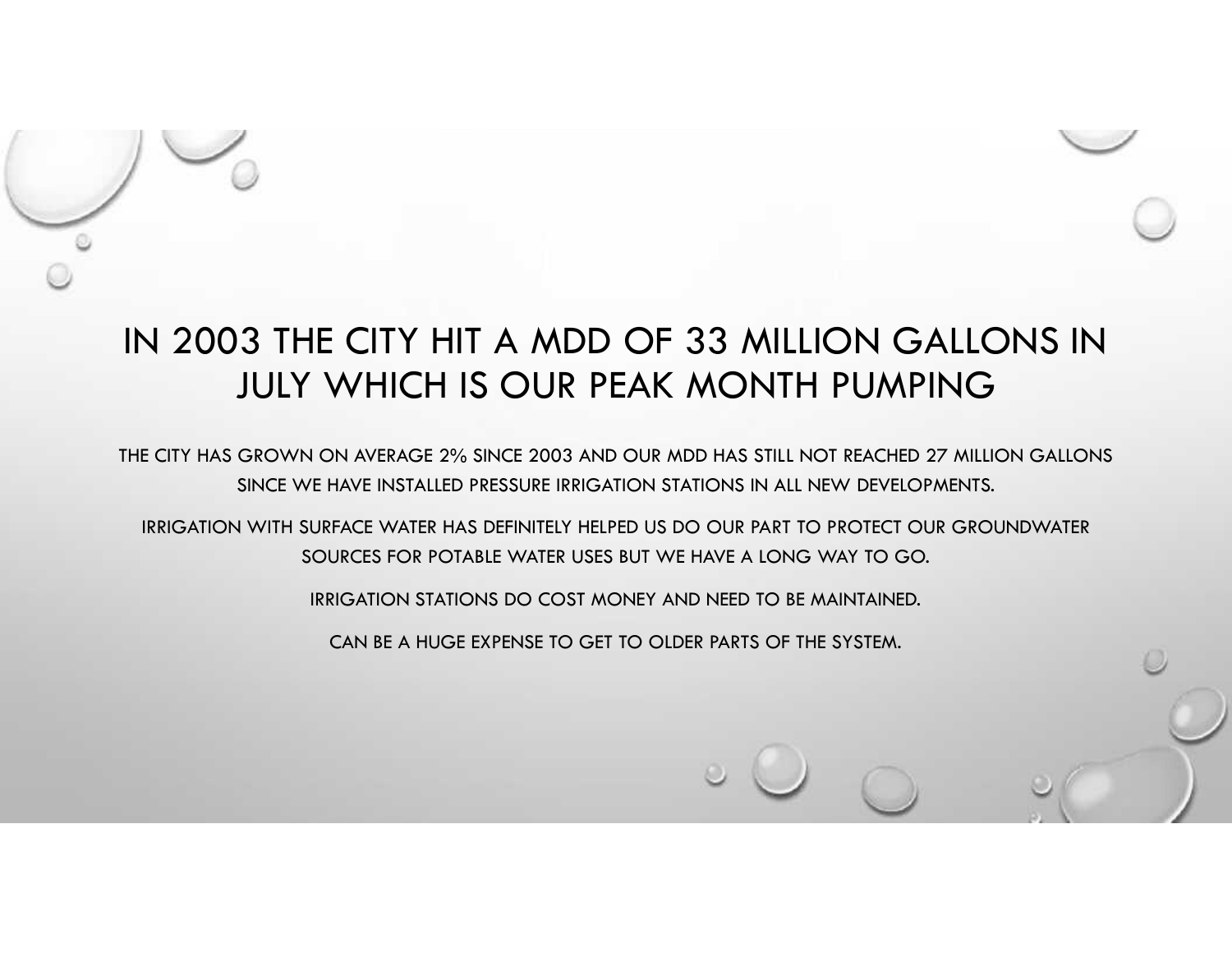# IN 2003 THE CITY HIT A MDD OF 33 MILLION GALLONS IN JULY WHICH IS OUR PEAK MONTH PUMPING

THE CITY HAS GROWN ON AVERAGE 2% SINCE 2003 AND OUR MDD HAS STILL NOT REACHED 27 MILLION GALLONS SINCE WE HAVE INSTALLED PRESSURE IRRIGATION STATIONS IN ALL NEW DEVELOPMENTS.

IRRIGATION WITH SURFACE WATER HAS DEFINITELY HELPED US DO OUR PART TO PROTECT OUR GROUNDWATER SOURCES FOR POTABLE WATER USES BUT WE HAVE A LONG WAY TO GO.

IRRIGATION STATIONS DO COST MONEY AND NEED TO BE MAINTAINED.

CAN BE A HUGE EXPENSE TO GET TO OLDER PARTS OF THE SYSTEM.